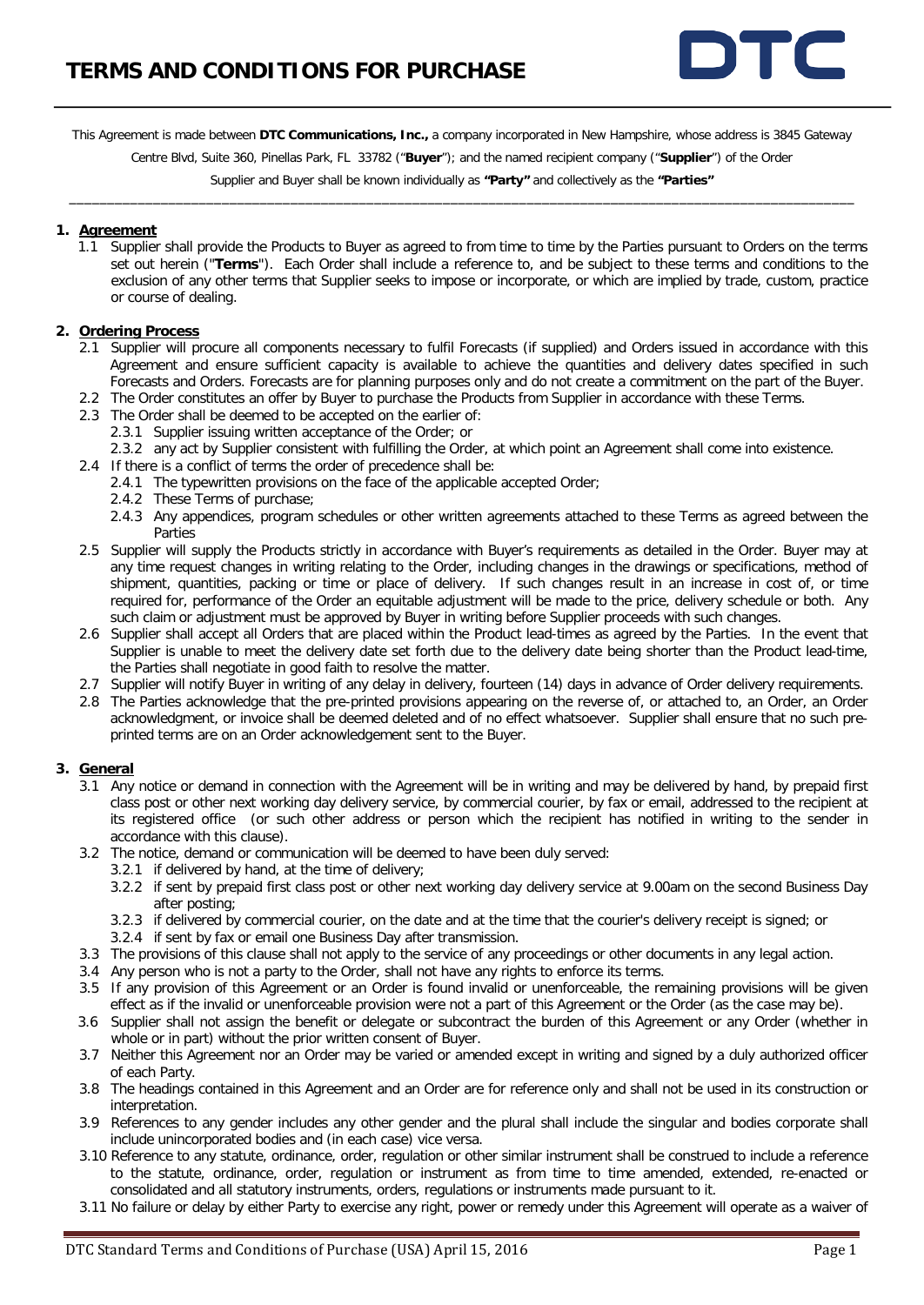# TERMS AND CONDITIONS FOR PURCHASE

DTC

This Agreement is made between **DTC Communications, Inc.,** a company incorporated in New Hampshire, whose address is 3845 Gateway Centre Blvd, Suite 360, Pinellas Park, FL 33782 ("**Buyer**"); and the named recipient company ("**Supplier**") of the Order

Supplier and Buyer shall be known individually as **"Party"** and collectively as the **"Parties"**

---

## 1. Agreement

1.1 Supplier shall provide the Products to Buyer as agreed to from time to time by the Parties pursuant to Orders on the terms set out herein ("**Terms**"). Each Order shall include a reference to, and be subject to these terms and conditions to the exclusion of any other terms that Supplier seeks to impose or incorporate, or which are implied by trade, custom, practice or course of dealing.

## 2. Ordering Process

2.1 Supplier will procure all components necessary to fulfil Forecasts (if supplied) and Orders issued in accordance with this Agreement and ensure sufficient capacity is available to achieve the quantities and delivery dates specified in such Forecasts and Orders. Forecasts are for planning purposes only and do not create a commitment on the part of the Buyer.

2.2 The Order constitutes an offer by Buyer to purchase the Products from Supplier in accordance with these Terms.

2.3 The Order shall be deemed to be accepted on the earlier of:

- 2.3.1 Supplier issuing written acceptance of the Order; or
- 2.3.2 any act by Supplier consistent with fulfilling the Order, at which point an Agreement shall come into existence.

2.4 If there is a conflict of terms the order of precedence shall be:

- 2.4.1 The typewritten provisions on the face of the applicable accepted Order;
- 2.4.2 These Terms of purchase;
- 2.4.3 Any appendices, program schedules or other written agreements attached to these Terms as agreed between the Parties

2.5 Supplier will supply the Products strictly in accordance with Buyer's requirements as detailed in the Order. Buyer may at any time request changes in writing relating to the Order, including changes in the drawings or specifications, method of shipment, quantities, packing or time or place of delivery. If such changes result in an increase in cost of, or time required for, performance of the Order an equitable adjustment will be made to the price, delivery schedule or both. Any such claim or adjustment must be approved by Buyer in writing before Supplier proceeds with such changes.

2.6 Supplier shall accept all Orders that are placed within the Product lead-times as agreed by the Parties. In the event that Supplier is unable to meet the delivery date set forth due to the delivery date being shorter than the Product lead-time, the Parties shall negotiate in good faith to resolve the matter.

2.7 Supplier will notify Buyer in writing of any delay in delivery, fourteen (14) days in advance of Order delivery requirements.

2.8 The Parties acknowledge that the pre-printed provisions appearing on the reverse of, or attached to, an Order, an Order acknowledgment, or invoice shall be deemed deleted and of no effect whatsoever. Supplier shall ensure that no such pre-printed terms are on an Order acknowledgement sent to the Buyer.

## 3. General

3.1 Any notice or demand in connection with the Agreement will be in writing and may be delivered by hand, by prepaid first class post or other next working day delivery service, by commercial courier, by fax or email, addressed to the recipient at its registered office (or such other address or person which the recipient has notified in writing to the sender in accordance with this clause).

3.2 The notice, demand or communication will be deemed to have been duly served:

- 3.2.1 if delivered by hand, at the time of delivery;
- 3.2.2 if sent by prepaid first class post or other next working day delivery service at 9.00am on the second Business Day after posting;
- 3.2.3 if delivered by commercial courier, on the date and at the time that the courier's delivery receipt is signed; or
- 3.2.4 if sent by fax or email one Business Day after transmission.

3.3 The provisions of this clause shall not apply to the service of any proceedings or other documents in any legal action.

3.4 Any person who is not a party to the Order, shall not have any rights to enforce its terms.

3.5 If any provision of this Agreement or an Order is found invalid or unenforceable, the remaining provisions will be given effect as if the invalid or unenforceable provision were not a part of this Agreement or the Order (as the case may be).

3.6 Supplier shall not assign the benefit or delegate or subcontract the burden of this Agreement or any Order (whether in whole or in part) without the prior written consent of Buyer.

3.7 Neither this Agreement nor an Order may be varied or amended except in writing and signed by a duly authorized officer of each Party.

3.8 The headings contained in this Agreement and an Order are for reference only and shall not be used in its construction or interpretation.

3.9 References to any gender includes any other gender and the plural shall include the singular and bodies corporate shall include unincorporated bodies and (in each case) vice versa.

3.10 Reference to any statute, ordinance, order, regulation or other similar instrument shall be construed to include a reference to the statute, ordinance, order, regulation or instrument as from time to time amended, extended, re-enacted or consolidated and all statutory instruments, orders, regulations or instruments made pursuant to it.

3.11 No failure or delay by either Party to exercise any right, power or remedy under this Agreement will operate as a waiver of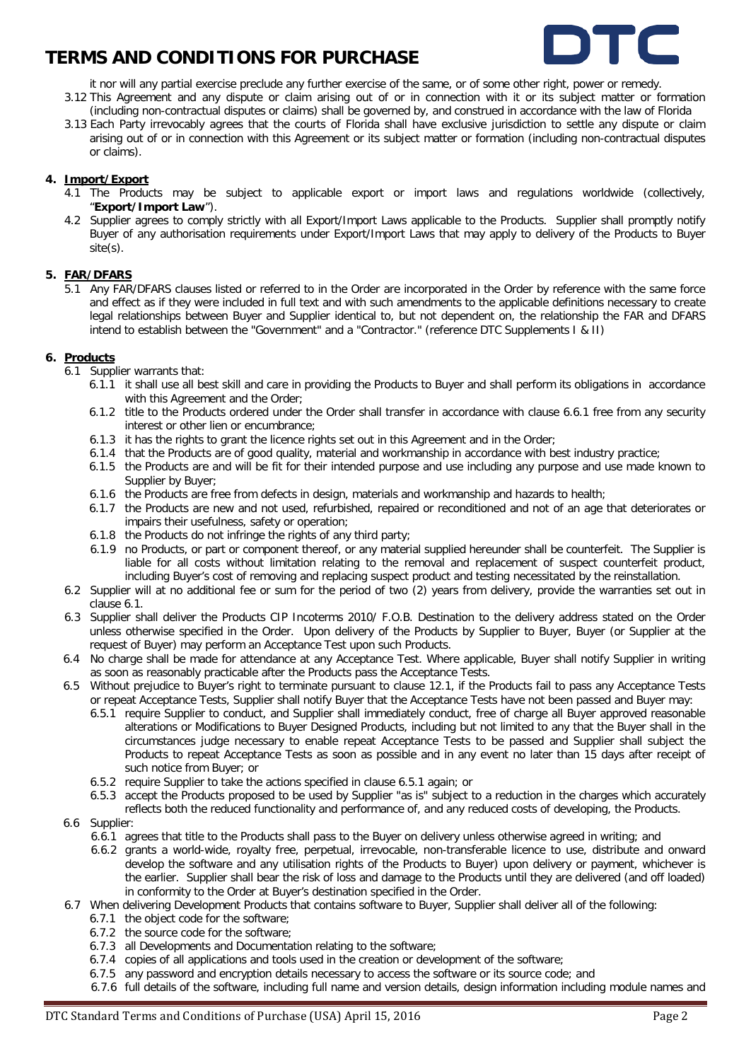it nor will any partial exercise preclude any further exercise of the same, or of some other right, power or remedy.

3.12 This Agreement and any dispute or claim arising out of or in connection with it or its subject matter or formation (including non-contractual disputes or claims) shall be governed by, and construed in accordance with the law of Florida

3.13 Each Party irrevocably agrees that the courts of Florida shall have exclusive jurisdiction to settle any dispute or claim arising out of or in connection with this Agreement or its subject matter or formation (including non-contractual disputes or claims).

**4. Import/Export**

4.1 The Products may be subject to applicable export or import laws and regulations worldwide (collectively, "**Export/Import Law**").

4.2 Supplier agrees to comply strictly with all Export/Import Laws applicable to the Products. Supplier shall promptly notify Buyer of any authorisation requirements under Export/Import Laws that may apply to delivery of the Products to Buyer site(s).

**5. FAR/DFARS**

5.1 Any FAR/DFARS clauses listed or referred to in the Order are incorporated in the Order by reference with the same force and effect as if they were included in full text and with such amendments to the applicable definitions necessary to create legal relationships between Buyer and Supplier identical to, but not dependent on, the relationship the FAR and DFARS intend to establish between the "Government" and a "Contractor." (reference DTC Supplements I & II)

**6. Products**

6.1 Supplier warrants that:

6.1.1 it shall use all best skill and care in providing the Products to Buyer and shall perform its obligations in accordance with this Agreement and the Order;

6.1.2 title to the Products ordered under the Order shall transfer in accordance with clause 6.6.1 free from any security interest or other lien or encumbrance;

6.1.3 it has the rights to grant the licence rights set out in this Agreement and in the Order;

6.1.4 that the Products are of good quality, material and workmanship in accordance with best industry practice;

6.1.5 the Products are and will be fit for their intended purpose and use including any purpose and use made known to Supplier by Buyer;

6.1.6 the Products are free from defects in design, materials and workmanship and hazards to health;

6.1.7 the Products are new and not used, refurbished, repaired or reconditioned and not of an age that deteriorates or impairs their usefulness, safety or operation;

6.1.8 the Products do not infringe the rights of any third party;

6.1.9 no Products, or part or component thereof, or any material supplied hereunder shall be counterfeit. The Supplier is liable for all costs without limitation relating to the removal and replacement of suspect counterfeit product, including Buyer's cost of removing and replacing suspect product and testing necessitated by the reinstallation.

6.2 Supplier will at no additional fee or sum for the period of two (2) years from delivery, provide the warranties set out in clause 6.1.

6.3 Supplier shall deliver the Products CIP Incoterms 2010/ F.O.B. Destination to the delivery address stated on the Order unless otherwise specified in the Order. Upon delivery of the Products by Supplier to Buyer, Buyer (or Supplier at the request of Buyer) may perform an Acceptance Test upon such Products.

6.4 No charge shall be made for attendance at any Acceptance Test. Where applicable, Buyer shall notify Supplier in writing as soon as reasonably practicable after the Products pass the Acceptance Tests.

6.5 Without prejudice to Buyer's right to terminate pursuant to clause 12.1, if the Products fail to pass any Acceptance Tests or repeat Acceptance Tests, Supplier shall notify Buyer that the Acceptance Tests have not been passed and Buyer may:

6.5.1 require Supplier to conduct, and Supplier shall immediately conduct, free of charge all Buyer approved reasonable alterations or Modifications to Buyer Designed Products, including but not limited to any that the Buyer shall in the circumstances judge necessary to enable repeat Acceptance Tests to be passed and Supplier shall subject the Products to repeat Acceptance Tests as soon as possible and in any event no later than 15 days after receipt of such notice from Buyer; or

6.5.2 require Supplier to take the actions specified in clause 6.5.1 again; or

6.5.3 accept the Products proposed to be used by Supplier "as is" subject to a reduction in the charges which accurately reflects both the reduced functionality and performance of, and any reduced costs of developing, the Products.

6.6 Supplier:

6.6.1 agrees that title to the Products shall pass to the Buyer on delivery unless otherwise agreed in writing; and

6.6.2 grants a world-wide, royalty free, perpetual, irrevocable, non-transferable licence to use, distribute and onward develop the software and any utilisation rights of the Products to Buyer) upon delivery or payment, whichever is the earlier. Supplier shall bear the risk of loss and damage to the Products until they are delivered (and off loaded) in conformity to the Order at Buyer's destination specified in the Order.

6.7 When delivering Development Products that contains software to Buyer, Supplier shall deliver all of the following:

6.7.1 the object code for the software;

6.7.2 the source code for the software;

6.7.3 all Developments and Documentation relating to the software;

6.7.4 copies of all applications and tools used in the creation or development of the software;

6.7.5 any password and encryption details necessary to access the software or its source code; and

6.7.6 full details of the software, including full name and version details, design information including module names and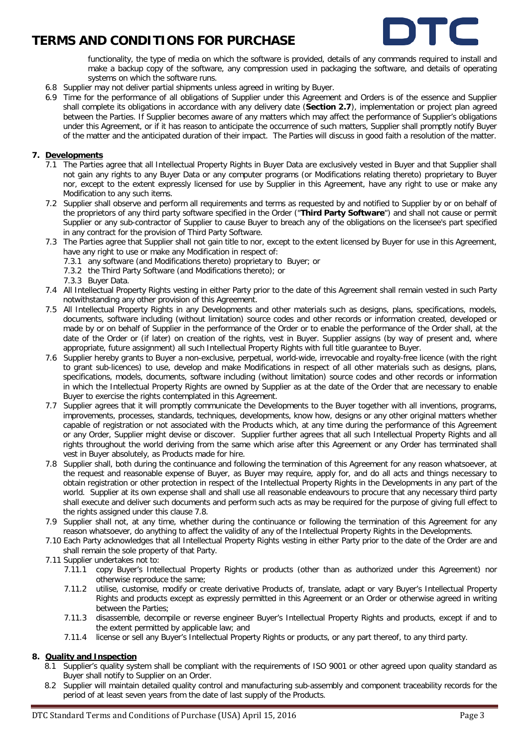functionality, the type of media on which the software is provided, details of any commands required to install and make a backup copy of the software, any compression used in packaging the software, and details of operating systems on which the software runs.

6.8 Supplier may not deliver partial shipments unless agreed in writing by Buyer.

6.9 Time for the performance of all obligations of Supplier under this Agreement and Orders is of the essence and Supplier shall complete its obligations in accordance with any delivery date (**Section 2.7**), implementation or project plan agreed between the Parties. If Supplier becomes aware of any matters which may affect the performance of Supplier's obligations under this Agreement, or if it has reason to anticipate the occurrence of such matters, Supplier shall promptly notify Buyer of the matter and the anticipated duration of their impact. The Parties will discuss in good faith a resolution of the matter.

## 7. Developments

7.1 The Parties agree that all Intellectual Property Rights in Buyer Data are exclusively vested in Buyer and that Supplier shall not gain any rights to any Buyer Data or any computer programs (or Modifications relating thereto) proprietary to Buyer nor, except to the extent expressly licensed for use by Supplier in this Agreement, have any right to use or make any Modification to any such items.

7.2 Supplier shall observe and perform all requirements and terms as requested by and notified to Supplier by or on behalf of the proprietors of any third party software specified in the Order ("**Third Party Software**") and shall not cause or permit Supplier or any sub-contractor of Supplier to cause Buyer to breach any of the obligations on the licensee's part specified in any contract for the provision of Third Party Software.

7.3 The Parties agree that Supplier shall not gain title to nor, except to the extent licensed by Buyer for use in this Agreement, have any right to use or make any Modification in respect of:

- 7.3.1 any software (and Modifications thereto) proprietary to Buyer; or
- 7.3.2 the Third Party Software (and Modifications thereto); or
- 7.3.3 Buyer Data.

7.4 All Intellectual Property Rights vesting in either Party prior to the date of this Agreement shall remain vested in such Party notwithstanding any other provision of this Agreement.

7.5 All Intellectual Property Rights in any Developments and other materials such as designs, plans, specifications, models, documents, software including (without limitation) source codes and other records or information created, developed or made by or on behalf of Supplier in the performance of the Order or to enable the performance of the Order shall, at the date of the Order or (if later) on creation of the rights, vest in Buyer. Supplier assigns (by way of present and, where appropriate, future assignment) all such Intellectual Property Rights with full title guarantee to Buyer.

7.6 Supplier hereby grants to Buyer a non-exclusive, perpetual, world-wide, irrevocable and royalty-free licence (with the right to grant sub-licences) to use, develop and make Modifications in respect of all other materials such as designs, plans, specifications, models, documents, software including (without limitation) source codes and other records or information in which the Intellectual Property Rights are owned by Supplier as at the date of the Order that are necessary to enable Buyer to exercise the rights contemplated in this Agreement.

7.7 Supplier agrees that it will promptly communicate the Developments to the Buyer together with all inventions, programs, improvements, processes, standards, techniques, developments, know how, designs or any other original matters whether capable of registration or not associated with the Products which, at any time during the performance of this Agreement or any Order, Supplier might devise or discover. Supplier further agrees that all such Intellectual Property Rights and all rights throughout the world deriving from the same which arise after this Agreement or any Order has terminated shall vest in Buyer absolutely, as Products made for hire.

7.8 Supplier shall, both during the continuance and following the termination of this Agreement for any reason whatsoever, at the request and reasonable expense of Buyer, as Buyer may require, apply for, and do all acts and things necessary to obtain registration or other protection in respect of the Intellectual Property Rights in the Developments in any part of the world. Supplier at its own expense shall and shall use all reasonable endeavours to procure that any necessary third party shall execute and deliver such documents and perform such acts as may be required for the purpose of giving full effect to the rights assigned under this clause 7.8.

7.9 Supplier shall not, at any time, whether during the continuance or following the termination of this Agreement for any reason whatsoever, do anything to affect the validity of any of the Intellectual Property Rights in the Developments.

7.10 Each Party acknowledges that all Intellectual Property Rights vesting in either Party prior to the date of the Order are and shall remain the sole property of that Party.

7.11 Supplier undertakes not to:

- 7.11.1 copy Buyer's Intellectual Property Rights or products (other than as authorized under this Agreement) nor otherwise reproduce the same;
- 7.11.2 utilise, customise, modify or create derivative Products of, translate, adapt or vary Buyer's Intellectual Property Rights and products except as expressly permitted in this Agreement or an Order or otherwise agreed in writing between the Parties;
- 7.11.3 disassemble, decompile or reverse engineer Buyer's Intellectual Property Rights and products, except if and to the extent permitted by applicable law; and
- 7.11.4 license or sell any Buyer's Intellectual Property Rights or products, or any part thereof, to any third party.

## 8. Quality and Inspection

8.1 Supplier's quality system shall be compliant with the requirements of ISO 9001 or other agreed upon quality standard as Buyer shall notify to Supplier on an Order.

8.2 Supplier will maintain detailed quality control and manufacturing sub-assembly and component traceability records for the period of at least seven years from the date of last supply of the Products.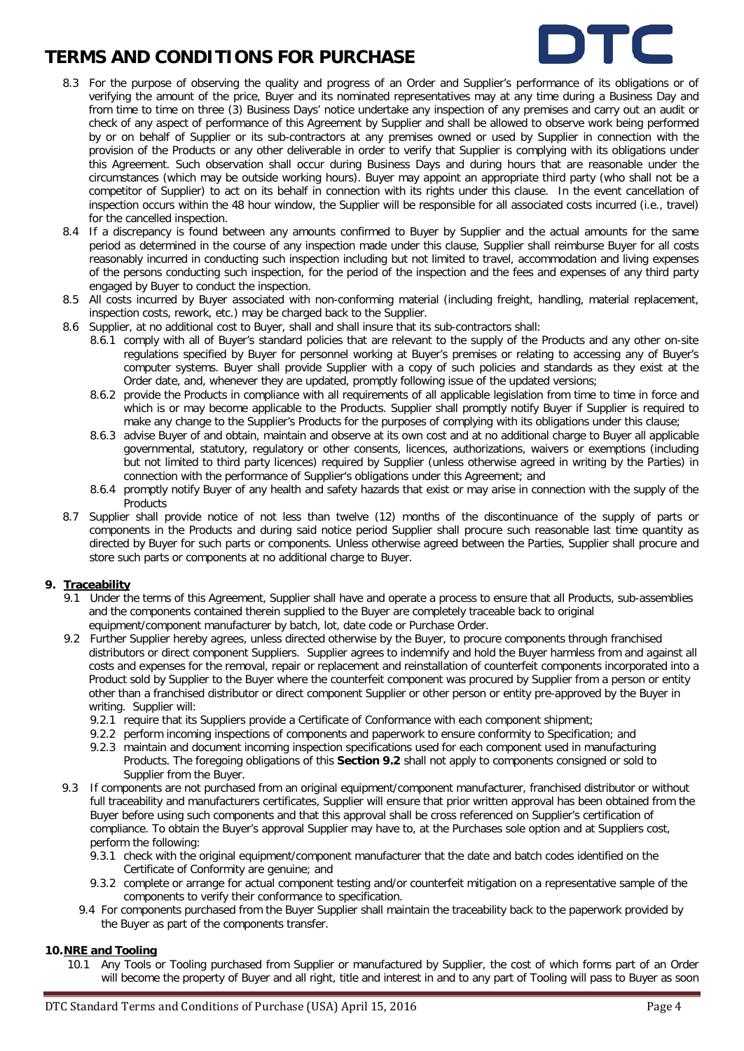8.3 For the purpose of observing the quality and progress of an Order and Supplier's performance of its obligations or of verifying the amount of the price, Buyer and its nominated representatives may at any time during a Business Day and from time to time on three (3) Business Days' notice undertake any inspection of any premises and carry out an audit or check of any aspect of performance of this Agreement by Supplier and shall be allowed to observe work being performed by or on behalf of Supplier or its sub-contractors at any premises owned or used by Supplier in connection with the provision of the Products or any other deliverable in order to verify that Supplier is complying with its obligations under this Agreement. Such observation shall occur during Business Days and during hours that are reasonable under the circumstances (which may be outside working hours). Buyer may appoint an appropriate third party (who shall not be a competitor of Supplier) to act on its behalf in connection with its rights under this clause. In the event cancellation of inspection occurs within the 48 hour window, the Supplier will be responsible for all associated costs incurred (i.e., travel) for the cancelled inspection.

8.4 If a discrepancy is found between any amounts confirmed to Buyer by Supplier and the actual amounts for the same period as determined in the course of any inspection made under this clause, Supplier shall reimburse Buyer for all costs reasonably incurred in conducting such inspection including but not limited to travel, accommodation and living expenses of the persons conducting such inspection, for the period of the inspection and the fees and expenses of any third party engaged by Buyer to conduct the inspection.

8.5 All costs incurred by Buyer associated with non-conforming material (including freight, handling, material replacement, inspection costs, rework, etc.) may be charged back to the Supplier.

8.6 Supplier, at no additional cost to Buyer, shall and shall insure that its sub-contractors shall:

8.6.1 comply with all of Buyer's standard policies that are relevant to the supply of the Products and any other on-site regulations specified by Buyer for personnel working at Buyer's premises or relating to accessing any of Buyer's computer systems. Buyer shall provide Supplier with a copy of such policies and standards as they exist at the Order date, and, whenever they are updated, promptly following issue of the updated versions;

8.6.2 provide the Products in compliance with all requirements of all applicable legislation from time to time in force and which is or may become applicable to the Products. Supplier shall promptly notify Buyer if Supplier is required to make any change to the Supplier's Products for the purposes of complying with its obligations under this clause;

8.6.3 advise Buyer of and obtain, maintain and observe at its own cost and at no additional charge to Buyer all applicable governmental, statutory, regulatory or other consents, licences, authorizations, waivers or exemptions (including but not limited to third party licences) required by Supplier (unless otherwise agreed in writing by the Parties) in connection with the performance of Supplier's obligations under this Agreement; and

8.6.4 promptly notify Buyer of any health and safety hazards that exist or may arise in connection with the supply of the Products

8.7 Supplier shall provide notice of not less than twelve (12) months of the discontinuance of the supply of parts or components in the Products and during said notice period Supplier shall procure such reasonable last time quantity as directed by Buyer for such parts or components. Unless otherwise agreed between the Parties, Supplier shall procure and store such parts or components at no additional charge to Buyer.

## 9. Traceability

9.1 Under the terms of this Agreement, Supplier shall have and operate a process to ensure that all Products, sub-assemblies and the components contained therein supplied to the Buyer are completely traceable back to original equipment/component manufacturer by batch, lot, date code or Purchase Order.

9.2 Further Supplier hereby agrees, unless directed otherwise by the Buyer, to procure components through franchised distributors or direct component Suppliers. Supplier agrees to indemnify and hold the Buyer harmless from and against all costs and expenses for the removal, repair or replacement and reinstallation of counterfeit components incorporated into a Product sold by Supplier to the Buyer where the counterfeit component was procured by Supplier from a person or entity other than a franchised distributor or direct component Supplier or other person or entity pre-approved by the Buyer in writing. Supplier will:

9.2.1 require that its Suppliers provide a Certificate of Conformance with each component shipment;

9.2.2 perform incoming inspections of components and paperwork to ensure conformity to Specification; and

9.2.3 maintain and document incoming inspection specifications used for each component used in manufacturing Products. The foregoing obligations of this **Section 9.2** shall not apply to components consigned or sold to Supplier from the Buyer.

9.3 If components are not purchased from an original equipment/component manufacturer, franchised distributor or without full traceability and manufacturers certificates, Supplier will ensure that prior written approval has been obtained from the Buyer before using such components and that this approval shall be cross referenced on Supplier's certification of compliance. To obtain the Buyer's approval Supplier may have to, at the Purchases sole option and at Suppliers cost, perform the following:

9.3.1 check with the original equipment/component manufacturer that the date and batch codes identified on the Certificate of Conformity are genuine; and

9.3.2 complete or arrange for actual component testing and/or counterfeit mitigation on a representative sample of the components to verify their conformance to specification.

9.4 For components purchased from the Buyer Supplier shall maintain the traceability back to the paperwork provided by the Buyer as part of the components transfer.

## 10. NRE and Tooling

10.1 Any Tools or Tooling purchased from Supplier or manufactured by Supplier, the cost of which forms part of an Order will become the property of Buyer and all right, title and interest in and to any part of Tooling will pass to Buyer as soon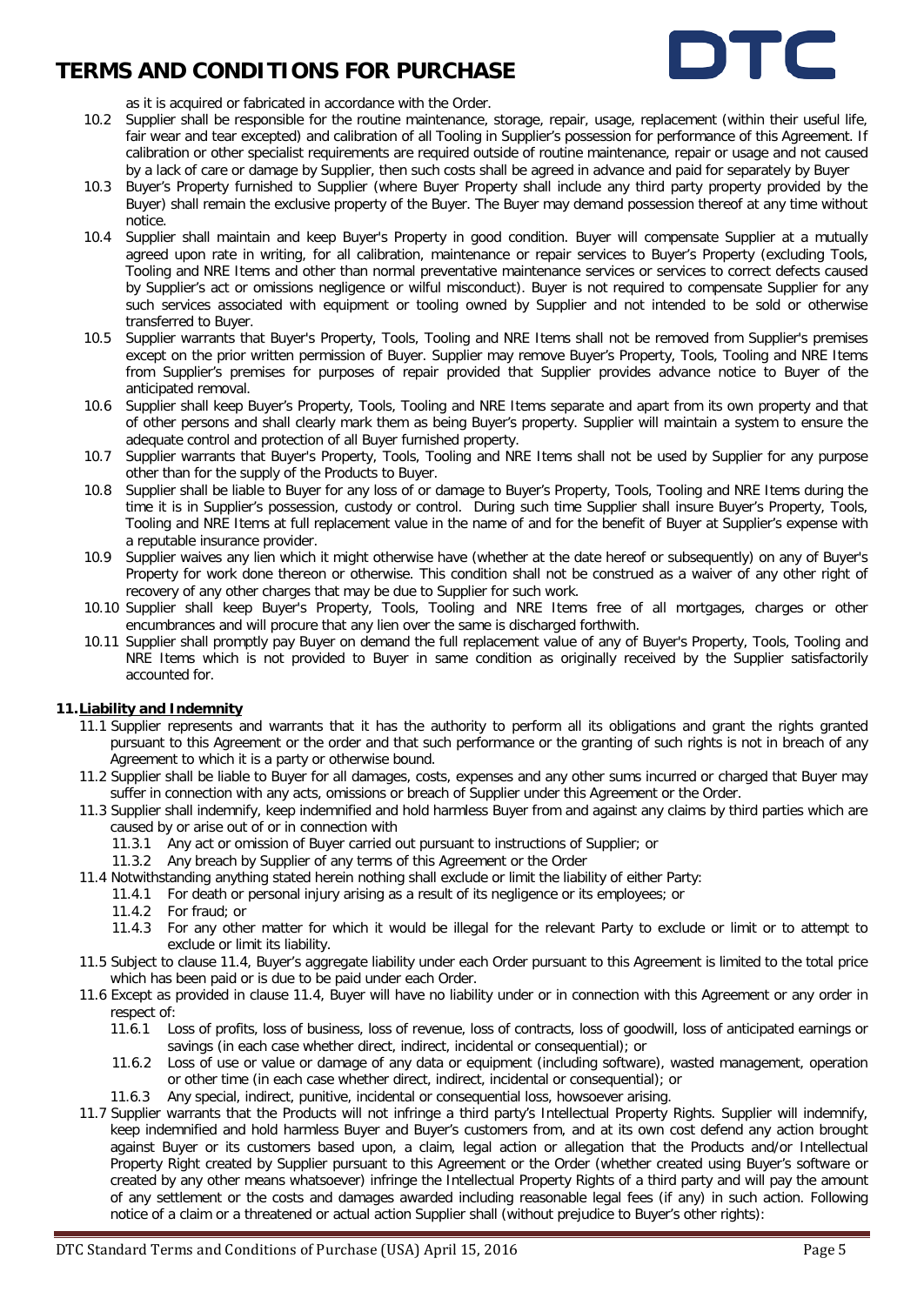as it is acquired or fabricated in accordance with the Order.

10.2 Supplier shall be responsible for the routine maintenance, storage, repair, usage, replacement (within their useful life, fair wear and tear excepted) and calibration of all Tooling in Supplier's possession for performance of this Agreement. If calibration or other specialist requirements are required outside of routine maintenance, repair or usage and not caused by a lack of care or damage by Supplier, then such costs shall be agreed in advance and paid for separately by Buyer

10.3 Buyer's Property furnished to Supplier (where Buyer Property shall include any third party property provided by the Buyer) shall remain the exclusive property of the Buyer. The Buyer may demand possession thereof at any time without notice.

10.4 Supplier shall maintain and keep Buyer's Property in good condition. Buyer will compensate Supplier at a mutually agreed upon rate in writing, for all calibration, maintenance or repair services to Buyer's Property (excluding Tools, Tooling and NRE Items and other than normal preventative maintenance services or services to correct defects caused by Supplier's act or omissions negligence or wilful misconduct). Buyer is not required to compensate Supplier for any such services associated with equipment or tooling owned by Supplier and not intended to be sold or otherwise transferred to Buyer.

10.5 Supplier warrants that Buyer's Property, Tools, Tooling and NRE Items shall not be removed from Supplier's premises except on the prior written permission of Buyer. Supplier may remove Buyer's Property, Tools, Tooling and NRE Items from Supplier's premises for purposes of repair provided that Supplier provides advance notice to Buyer of the anticipated removal.

10.6 Supplier shall keep Buyer's Property, Tools, Tooling and NRE Items separate and apart from its own property and that of other persons and shall clearly mark them as being Buyer's property. Supplier will maintain a system to ensure the adequate control and protection of all Buyer furnished property.

10.7 Supplier warrants that Buyer's Property, Tools, Tooling and NRE Items shall not be used by Supplier for any purpose other than for the supply of the Products to Buyer.

10.8 Supplier shall be liable to Buyer for any loss of or damage to Buyer's Property, Tools, Tooling and NRE Items during the time it is in Supplier's possession, custody or control. During such time Supplier shall insure Buyer's Property, Tools, Tooling and NRE Items at full replacement value in the name of and for the benefit of Buyer at Supplier's expense with a reputable insurance provider.

10.9 Supplier waives any lien which it might otherwise have (whether at the date hereof or subsequently) on any of Buyer's Property for work done thereon or otherwise. This condition shall not be construed as a waiver of any other right of recovery of any other charges that may be due to Supplier for such work.

10.10 Supplier shall keep Buyer's Property, Tools, Tooling and NRE Items free of all mortgages, charges or other encumbrances and will procure that any lien over the same is discharged forthwith.

10.11 Supplier shall promptly pay Buyer on demand the full replacement value of any of Buyer's Property, Tools, Tooling and NRE Items which is not provided to Buyer in same condition as originally received by the Supplier satisfactorily accounted for.

## 11. Liability and Indemnity

11.1 Supplier represents and warrants that it has the authority to perform all its obligations and grant the rights granted pursuant to this Agreement or the order and that such performance or the granting of such rights is not in breach of any Agreement to which it is a party or otherwise bound.

11.2 Supplier shall be liable to Buyer for all damages, costs, expenses and any other sums incurred or charged that Buyer may suffer in connection with any acts, omissions or breach of Supplier under this Agreement or the Order.

11.3 Supplier shall indemnify, keep indemnified and hold harmless Buyer from and against any claims by third parties which are caused by or arise out of or in connection with

- 11.3.1 Any act or omission of Buyer carried out pursuant to instructions of Supplier; or
- 11.3.2 Any breach by Supplier of any terms of this Agreement or the Order

11.4 Notwithstanding anything stated herein nothing shall exclude or limit the liability of either Party:

- 11.4.1 For death or personal injury arising as a result of its negligence or its employees; or
- 11.4.2 For fraud; or
- 11.4.3 For any other matter for which it would be illegal for the relevant Party to exclude or limit or to attempt to exclude or limit its liability.

11.5 Subject to clause 11.4, Buyer's aggregate liability under each Order pursuant to this Agreement is limited to the total price which has been paid or is due to be paid under each Order.

11.6 Except as provided in clause 11.4, Buyer will have no liability under or in connection with this Agreement or any order in respect of:

- 11.6.1 Loss of profits, loss of business, loss of revenue, loss of contracts, loss of goodwill, loss of anticipated earnings or savings (in each case whether direct, indirect, incidental or consequential); or
- 11.6.2 Loss of use or value or damage of any data or equipment (including software), wasted management, operation or other time (in each case whether direct, indirect, incidental or consequential); or
- 11.6.3 Any special, indirect, punitive, incidental or consequential loss, howsoever arising.

11.7 Supplier warrants that the Products will not infringe a third party's Intellectual Property Rights. Supplier will indemnify, keep indemnified and hold harmless Buyer and Buyer's customers from, and at its own cost defend any action brought against Buyer or its customers based upon, a claim, legal action or allegation that the Products and/or Intellectual Property Right created by Supplier pursuant to this Agreement or the Order (whether created using Buyer's software or created by any other means whatsoever) infringe the Intellectual Property Rights of a third party and will pay the amount of any settlement or the costs and damages awarded including reasonable legal fees (if any) in such action. Following notice of a claim or a threatened or actual action Supplier shall (without prejudice to Buyer's other rights):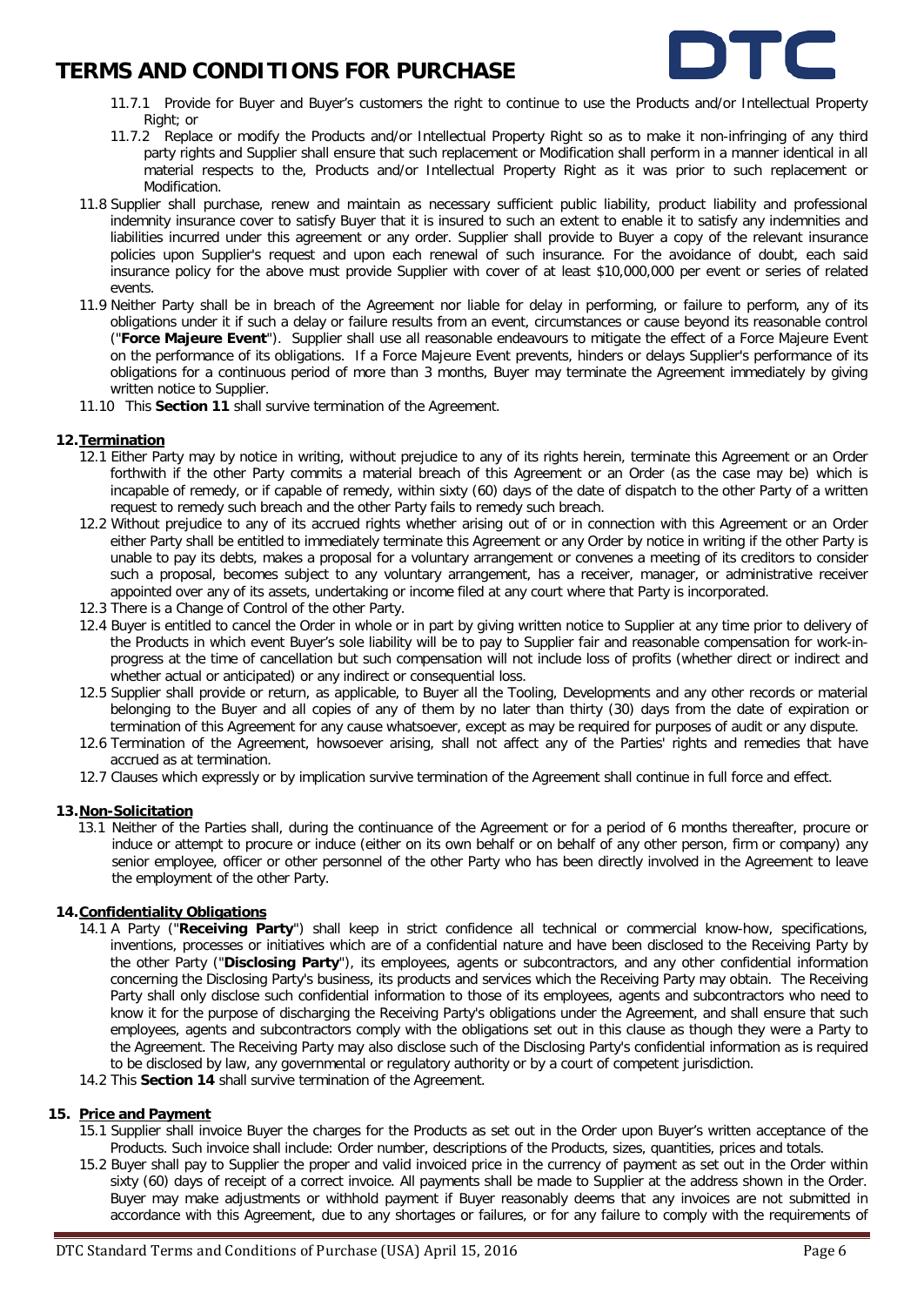11.7.1 Provide for Buyer and Buyer's customers the right to continue to use the Products and/or Intellectual Property Right; or

11.7.2 Replace or modify the Products and/or Intellectual Property Right so as to make it non-infringing of any third party rights and Supplier shall ensure that such replacement or Modification shall perform in a manner identical in all material respects to the, Products and/or Intellectual Property Right as it was prior to such replacement or Modification.

11.8 Supplier shall purchase, renew and maintain as necessary sufficient public liability, product liability and professional indemnity insurance cover to satisfy Buyer that it is insured to such an extent to enable it to satisfy any indemnities and liabilities incurred under this agreement or any order. Supplier shall provide to Buyer a copy of the relevant insurance policies upon Supplier's request and upon each renewal of such insurance. For the avoidance of doubt, each said insurance policy for the above must provide Supplier with cover of at least $10,000,000 per event or series of related events.

11.9 Neither Party shall be in breach of the Agreement nor liable for delay in performing, or failure to perform, any of its obligations under it if such a delay or failure results from an event, circumstances or cause beyond its reasonable control ("**Force Majeure Event**"). Supplier shall use all reasonable endeavours to mitigate the effect of a Force Majeure Event on the performance of its obligations. If a Force Majeure Event prevents, hinders or delays Supplier's performance of its obligations for a continuous period of more than 3 months, Buyer may terminate the Agreement immediately by giving written notice to Supplier.

11.10 This **Section 11** shall survive termination of the Agreement.

## 12. Termination

12.1 Either Party may by notice in writing, without prejudice to any of its rights herein, terminate this Agreement or an Order forthwith if the other Party commits a material breach of this Agreement or an Order (as the case may be) which is incapable of remedy, or if capable of remedy, within sixty (60) days of the date of dispatch to the other Party of a written request to remedy such breach and the other Party fails to remedy such breach.

12.2 Without prejudice to any of its accrued rights whether arising out of or in connection with this Agreement or an Order either Party shall be entitled to immediately terminate this Agreement or any Order by notice in writing if the other Party is unable to pay its debts, makes a proposal for a voluntary arrangement or convenes a meeting of its creditors to consider such a proposal, becomes subject to any voluntary arrangement, has a receiver, manager, or administrative receiver appointed over any of its assets, undertaking or income filed at any court where that Party is incorporated.

12.3 There is a Change of Control of the other Party.

12.4 Buyer is entitled to cancel the Order in whole or in part by giving written notice to Supplier at any time prior to delivery of the Products in which event Buyer's sole liability will be to pay to Supplier fair and reasonable compensation for work-in-progress at the time of cancellation but such compensation will not include loss of profits (whether direct or indirect and whether actual or anticipated) or any indirect or consequential loss.

12.5 Supplier shall provide or return, as applicable, to Buyer all the Tooling, Developments and any other records or material belonging to the Buyer and all copies of any of them by no later than thirty (30) days from the date of expiration or termination of this Agreement for any cause whatsoever, except as may be required for purposes of audit or any dispute.

12.6 Termination of the Agreement, howsoever arising, shall not affect any of the Parties' rights and remedies that have accrued as at termination.

12.7 Clauses which expressly or by implication survive termination of the Agreement shall continue in full force and effect.

## 13. Non-Solicitation

13.1 Neither of the Parties shall, during the continuance of the Agreement or for a period of 6 months thereafter, procure or induce or attempt to procure or induce (either on its own behalf or on behalf of any other person, firm or company) any senior employee, officer or other personnel of the other Party who has been directly involved in the Agreement to leave the employment of the other Party.

## 14. Confidentiality Obligations

14.1 A Party ("**Receiving Party**") shall keep in strict confidence all technical or commercial know-how, specifications, inventions, processes or initiatives which are of a confidential nature and have been disclosed to the Receiving Party by the other Party ("**Disclosing Party**"), its employees, agents or subcontractors, and any other confidential information concerning the Disclosing Party's business, its products and services which the Receiving Party may obtain. The Receiving Party shall only disclose such confidential information to those of its employees, agents and subcontractors who need to know it for the purpose of discharging the Receiving Party's obligations under the Agreement, and shall ensure that such employees, agents and subcontractors comply with the obligations set out in this clause as though they were a Party to the Agreement. The Receiving Party may also disclose such of the Disclosing Party's confidential information as is required to be disclosed by law, any governmental or regulatory authority or by a court of competent jurisdiction.

14.2 This **Section 14** shall survive termination of the Agreement.

## 15. Price and Payment

15.1 Supplier shall invoice Buyer the charges for the Products as set out in the Order upon Buyer's written acceptance of the Products. Such invoice shall include: Order number, descriptions of the Products, sizes, quantities, prices and totals.

15.2 Buyer shall pay to Supplier the proper and valid invoiced price in the currency of payment as set out in the Order within sixty (60) days of receipt of a correct invoice. All payments shall be made to Supplier at the address shown in the Order. Buyer may make adjustments or withhold payment if Buyer reasonably deems that any invoices are not submitted in accordance with this Agreement, due to any shortages or failures, or for any failure to comply with the requirements of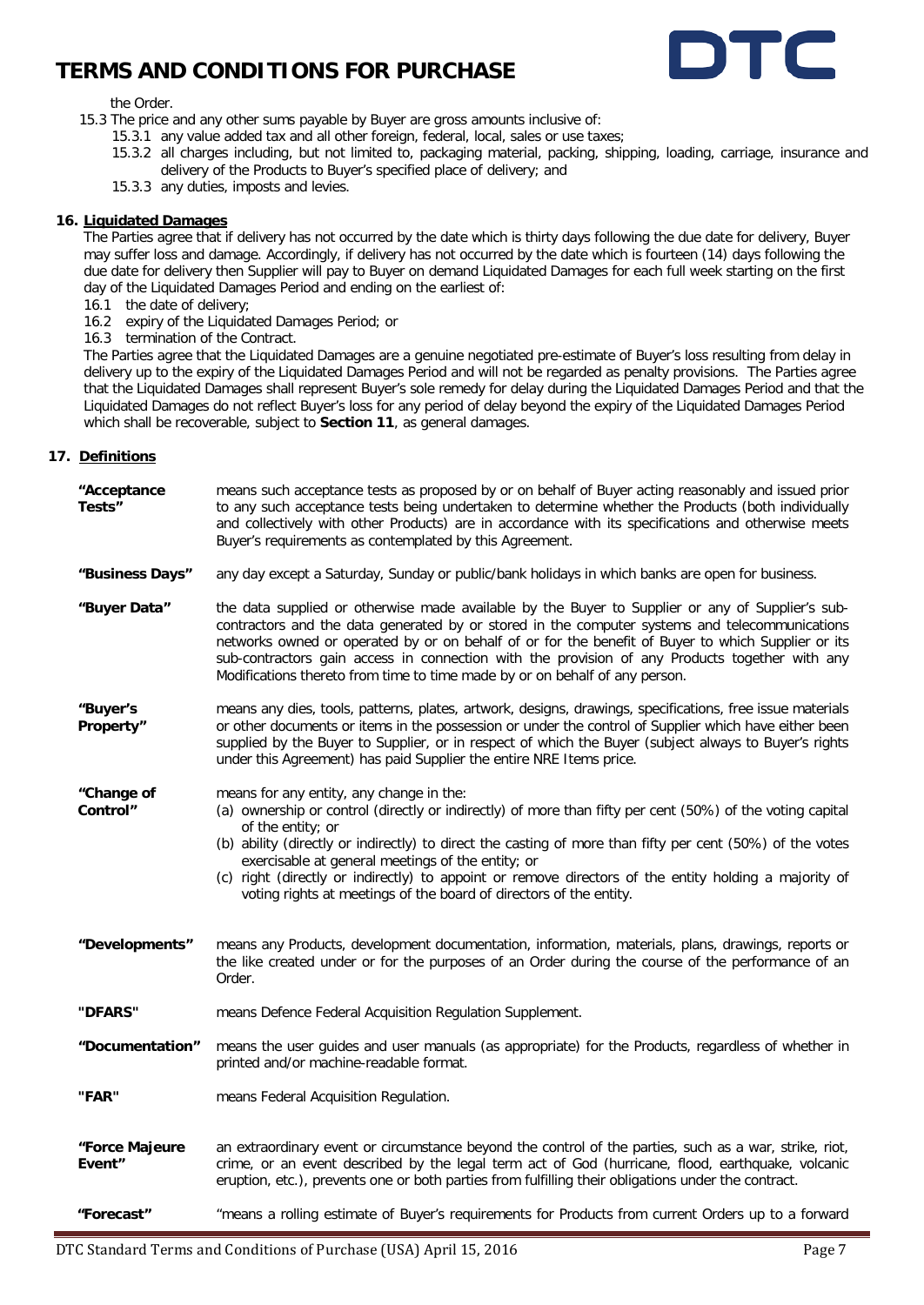the Order.

15.3 The price and any other sums payable by Buyer are gross amounts inclusive of:

- 15.3.1 any value added tax and all other foreign, federal, local, sales or use taxes;
- 15.3.2 all charges including, but not limited to, packaging material, packing, shipping, loading, carriage, insurance and delivery of the Products to Buyer's specified place of delivery; and
- 15.3.3 any duties, imposts and levies.

## 16. Liquidated Damages

The Parties agree that if delivery has not occurred by the date which is thirty days following the due date for delivery, Buyer may suffer loss and damage. Accordingly, if delivery has not occurred by the date which is fourteen (14) days following the due date for delivery then Supplier will pay to Buyer on demand Liquidated Damages for each full week starting on the first day of the Liquidated Damages Period and ending on the earliest of:

- 16.1 the date of delivery;
- 16.2 expiry of the Liquidated Damages Period; or
- 16.3 termination of the Contract.

The Parties agree that the Liquidated Damages are a genuine negotiated pre-estimate of Buyer's loss resulting from delay in delivery up to the expiry of the Liquidated Damages Period and will not be regarded as penalty provisions. The Parties agree that the Liquidated Damages shall represent Buyer's sole remedy for delay during the Liquidated Damages Period and that the Liquidated Damages do not reflect Buyer's loss for any period of delay beyond the expiry of the Liquidated Damages Period which shall be recoverable, subject to **Section 11**, as general damages.

## 17. Definitions

| | |
|---|---|
| **"Acceptance Tests"** | means such acceptance tests as proposed by or on behalf of Buyer acting reasonably and issued prior to any such acceptance tests being undertaken to determine whether the Products (both individually and collectively with other Products) are in accordance with its specifications and otherwise meets Buyer's requirements as contemplated by this Agreement. |
| **"Business Days"** | any day except a Saturday, Sunday or public/bank holidays in which banks are open for business. |
| **"Buyer Data"** | the data supplied or otherwise made available by the Buyer to Supplier or any of Supplier's sub-contractors and the data generated by or stored in the computer systems and telecommunications networks owned or operated by or on behalf of or for the benefit of Buyer to which Supplier or its sub-contractors gain access in connection with the provision of any Products together with any Modifications thereto from time to time made by or on behalf of any person. |
| **"Buyer's Property"** | means any dies, tools, patterns, plates, artwork, designs, drawings, specifications, free issue materials or other documents or items in the possession or under the control of Supplier which have either been supplied by the Buyer to Supplier, or in respect of which the Buyer (subject always to Buyer's rights under this Agreement) has paid Supplier the entire NRE Items price. |
| **"Change of Control"** | means for any entity, any change in the:<br>(a) ownership or control (directly or indirectly) of more than fifty per cent (50%) of the voting capital of the entity; or<br>(b) ability (directly or indirectly) to direct the casting of more than fifty per cent (50%) of the votes exercisable at general meetings of the entity; or<br>(c) right (directly or indirectly) to appoint or remove directors of the entity holding a majority of voting rights at meetings of the board of directors of the entity. |
| **"Developments"** | means any Products, development documentation, information, materials, plans, drawings, reports or the like created under or for the purposes of an Order during the course of the performance of an Order. |
| **"DFARS"** | means Defence Federal Acquisition Regulation Supplement. |
| **"Documentation"** | means the user guides and user manuals (as appropriate) for the Products, regardless of whether in printed and/or machine-readable format. |
| **"FAR"** | means Federal Acquisition Regulation. |
| **"Force Majeure Event"** | an extraordinary event or circumstance beyond the control of the parties, such as a war, strike, riot, crime, or an event described by the legal term act of God (hurricane, flood, earthquake, volcanic eruption, etc.), prevents one or both parties from fulfilling their obligations under the contract. |
| **"Forecast"** | "means a rolling estimate of Buyer's requirements for Products from current Orders up to a forward |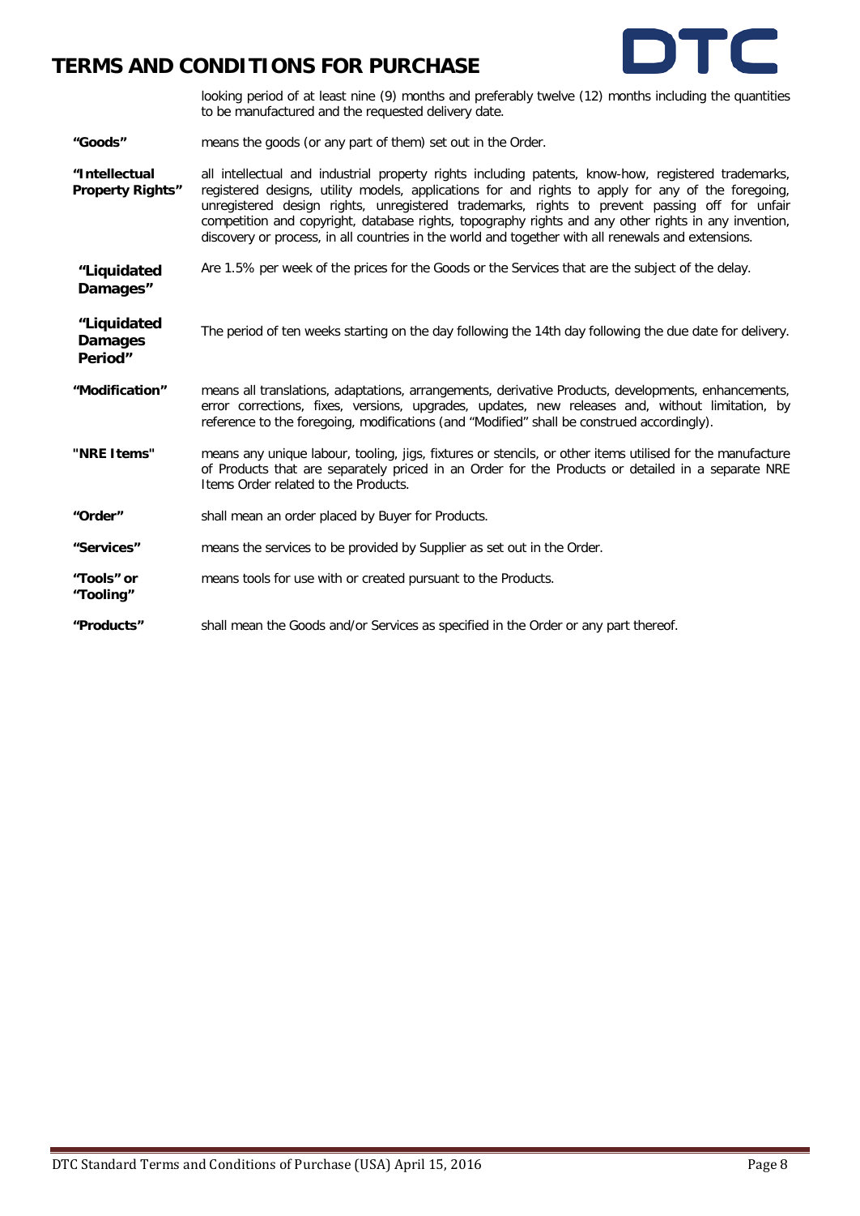looking period of at least nine (9) months and preferably twelve (12) months including the quantities to be manufactured and the requested delivery date.

**"Goods"** means the goods (or any part of them) set out in the Order.

**"Intellectual Property Rights"** all intellectual and industrial property rights including patents, know-how, registered trademarks, registered designs, utility models, applications for and rights to apply for any of the foregoing, unregistered design rights, unregistered trademarks, rights to prevent passing off for unfair competition and copyright, database rights, topography rights and any other rights in any invention, discovery or process, in all countries in the world and together with all renewals and extensions.

**"Liquidated Damages"** Are 1.5% per week of the prices for the Goods or the Services that are the subject of the delay.

**"Liquidated Damages Period"** The period of ten weeks starting on the day following the 14th day following the due date for delivery.

**"Modification"** means all translations, adaptations, arrangements, derivative Products, developments, enhancements, error corrections, fixes, versions, upgrades, updates, new releases and, without limitation, by reference to the foregoing, modifications (and "Modified" shall be construed accordingly).

**"NRE Items"** means any unique labour, tooling, jigs, fixtures or stencils, or other items utilised for the manufacture of Products that are separately priced in an Order for the Products or detailed in a separate NRE Items Order related to the Products.

**"Order"** shall mean an order placed by Buyer for Products.

**"Services"** means the services to be provided by Supplier as set out in the Order.

**"Tools" or "Tooling"** means tools for use with or created pursuant to the Products.

**"Products"** shall mean the Goods and/or Services as specified in the Order or any part thereof.